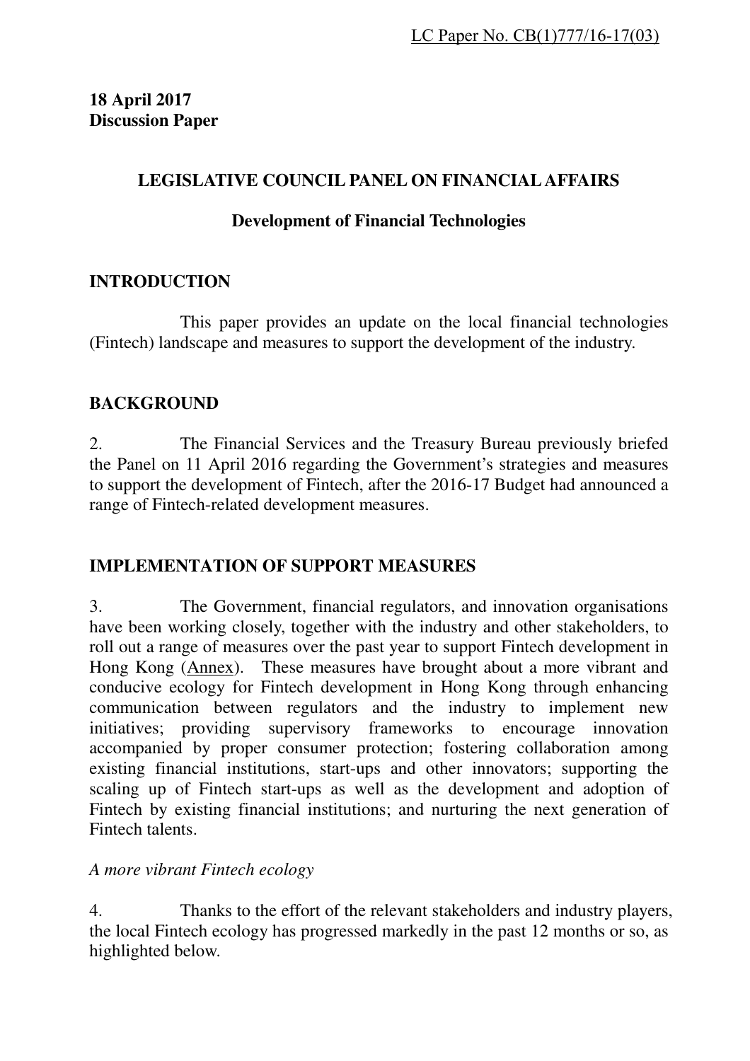LC Paper No. CB(1)777/16-17(03)

**18 April 2017**
**Discussion Paper**

# LEGISLATIVE COUNCIL PANEL ON FINANCIAL AFFAIRS

## Development of Financial Technologies

## INTRODUCTION

This paper provides an update on the local financial technologies (Fintech) landscape and measures to support the development of the industry.

## BACKGROUND

2. The Financial Services and the Treasury Bureau previously briefed the Panel on 11 April 2016 regarding the Government's strategies and measures to support the development of Fintech, after the 2016-17 Budget had announced a range of Fintech-related development measures.

## IMPLEMENTATION OF SUPPORT MEASURES

3. The Government, financial regulators, and innovation organisations have been working closely, together with the industry and other stakeholders, to roll out a range of measures over the past year to support Fintech development in Hong Kong (Annex). These measures have brought about a more vibrant and conducive ecology for Fintech development in Hong Kong through enhancing communication between regulators and the industry to implement new initiatives; providing supervisory frameworks to encourage innovation accompanied by proper consumer protection; fostering collaboration among existing financial institutions, start-ups and other innovators; supporting the scaling up of Fintech start-ups as well as the development and adoption of Fintech by existing financial institutions; and nurturing the next generation of Fintech talents.

*A more vibrant Fintech ecology*

4. Thanks to the effort of the relevant stakeholders and industry players, the local Fintech ecology has progressed markedly in the past 12 months or so, as highlighted below.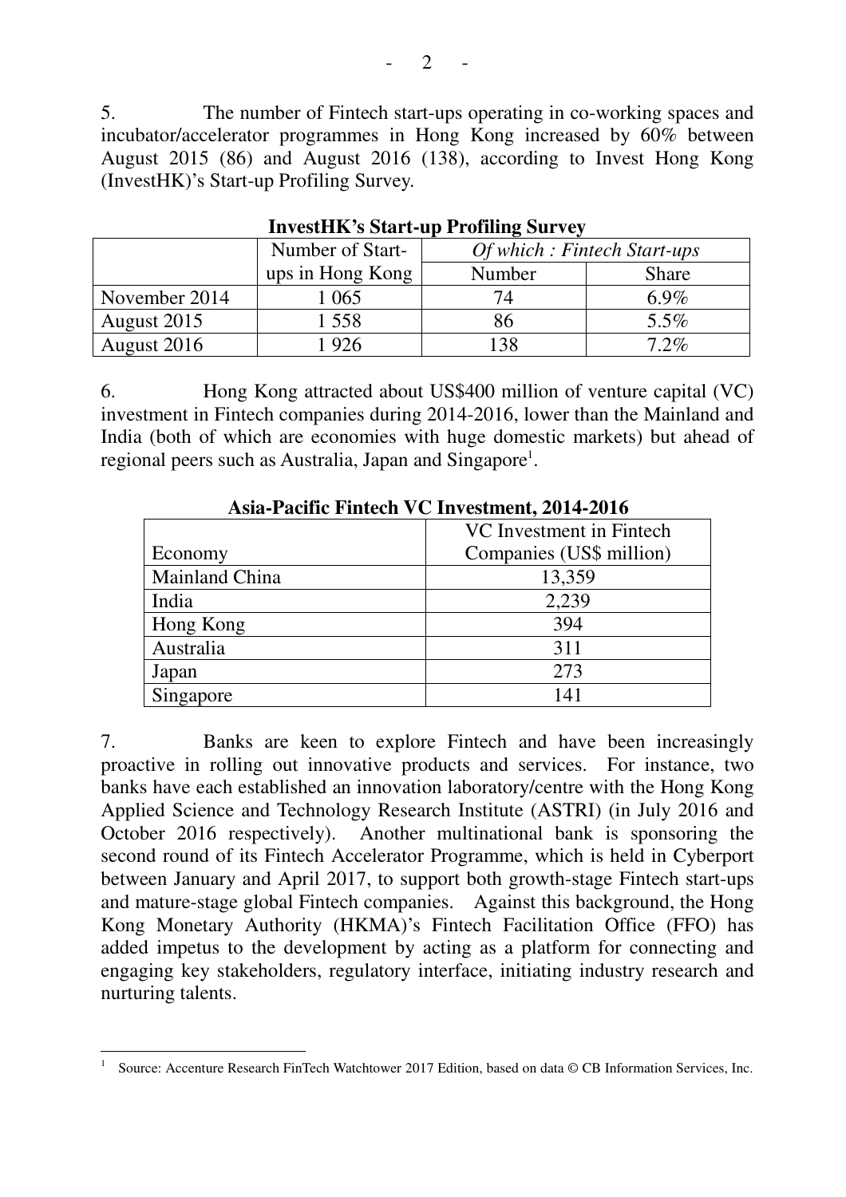5. The number of Fintech start-ups operating in co-working spaces and incubator/accelerator programmes in Hong Kong increased by 60% between August 2015 (86) and August 2016 (138), according to Invest Hong Kong (InvestHK)'s Start-up Profiling Survey.

**InvestHK's Start-up Profiling Survey**

| | Number of Start-ups in Hong Kong | *Of which : Fintech Start-ups* | |
|---|---|---|---|
| | | Number | Share |
| November 2014 | 1 065 | 74 | 6.9% |
| August 2015 | 1 558 | 86 | 5.5% |
| August 2016 | 1 926 | 138 | 7.2% |

6. Hong Kong attracted about US$400 million of venture capital (VC) investment in Fintech companies during 2014-2016, lower than the Mainland and India (both of which are economies with huge domestic markets) but ahead of regional peers such as Australia, Japan and Singapore[1].

**Asia-Pacific Fintech VC Investment, 2014-2016**

| Economy | VC Investment in Fintech Companies (US$ million) |
|---|---|
| Mainland China | 13,359 |
| India | 2,239 |
| Hong Kong | 394 |
| Australia | 311 |
| Japan | 273 |
| Singapore | 141 |

7. Banks are keen to explore Fintech and have been increasingly proactive in rolling out innovative products and services. For instance, two banks have each established an innovation laboratory/centre with the Hong Kong Applied Science and Technology Research Institute (ASTRI) (in July 2016 and October 2016 respectively). Another multinational bank is sponsoring the second round of its Fintech Accelerator Programme, which is held in Cyberport between January and April 2017, to support both growth-stage Fintech start-ups and mature-stage global Fintech companies. Against this background, the Hong Kong Monetary Authority (HKMA)'s Fintech Facilitation Office (FFO) has added impetus to the development by acting as a platform for connecting and engaging key stakeholders, regulatory interface, initiating industry research and nurturing talents.

[1] Source: Accenture Research FinTech Watchtower 2017 Edition, based on data © CB Information Services, Inc.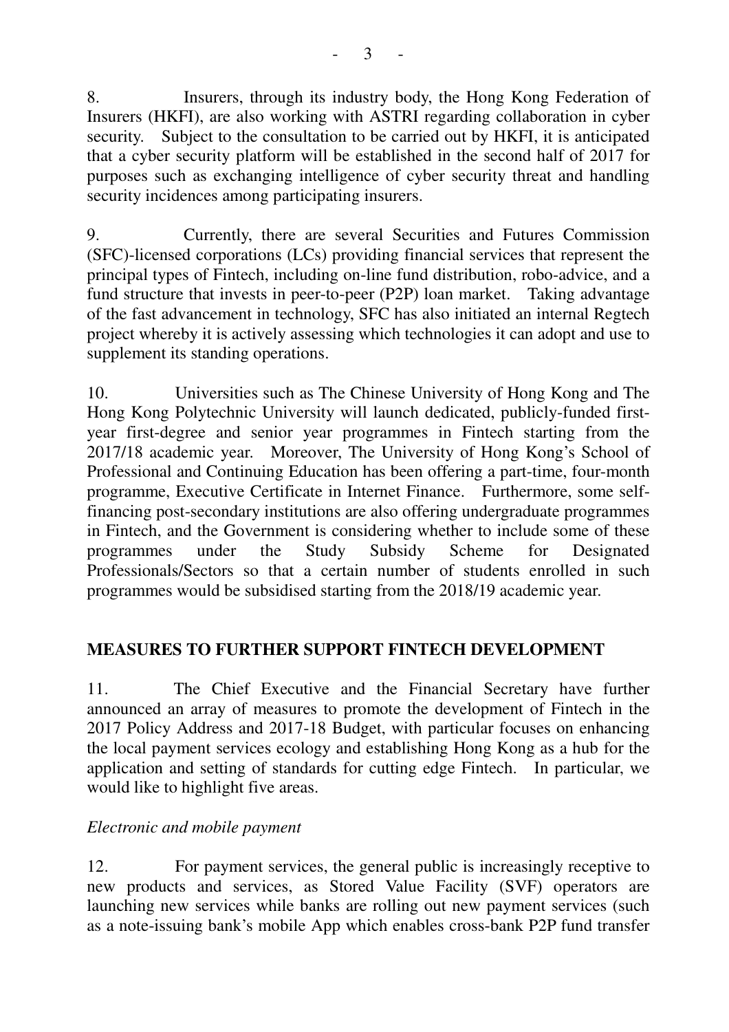8. Insurers, through its industry body, the Hong Kong Federation of Insurers (HKFI), are also working with ASTRI regarding collaboration in cyber security. Subject to the consultation to be carried out by HKFI, it is anticipated that a cyber security platform will be established in the second half of 2017 for purposes such as exchanging intelligence of cyber security threat and handling security incidences among participating insurers.

9. Currently, there are several Securities and Futures Commission (SFC)-licensed corporations (LCs) providing financial services that represent the principal types of Fintech, including on-line fund distribution, robo-advice, and a fund structure that invests in peer-to-peer (P2P) loan market. Taking advantage of the fast advancement in technology, SFC has also initiated an internal Regtech project whereby it is actively assessing which technologies it can adopt and use to supplement its standing operations.

10. Universities such as The Chinese University of Hong Kong and The Hong Kong Polytechnic University will launch dedicated, publicly-funded first-year first-degree and senior year programmes in Fintech starting from the 2017/18 academic year. Moreover, The University of Hong Kong's School of Professional and Continuing Education has been offering a part-time, four-month programme, Executive Certificate in Internet Finance. Furthermore, some self-financing post-secondary institutions are also offering undergraduate programmes in Fintech, and the Government is considering whether to include some of these programmes under the Study Subsidy Scheme for Designated Professionals/Sectors so that a certain number of students enrolled in such programmes would be subsidised starting from the 2018/19 academic year.

## MEASURES TO FURTHER SUPPORT FINTECH DEVELOPMENT

11. The Chief Executive and the Financial Secretary have further announced an array of measures to promote the development of Fintech in the 2017 Policy Address and 2017-18 Budget, with particular focuses on enhancing the local payment services ecology and establishing Hong Kong as a hub for the application and setting of standards for cutting edge Fintech. In particular, we would like to highlight five areas.

*Electronic and mobile payment*

12. For payment services, the general public is increasingly receptive to new products and services, as Stored Value Facility (SVF) operators are launching new services while banks are rolling out new payment services (such as a note-issuing bank's mobile App which enables cross-bank P2P fund transfer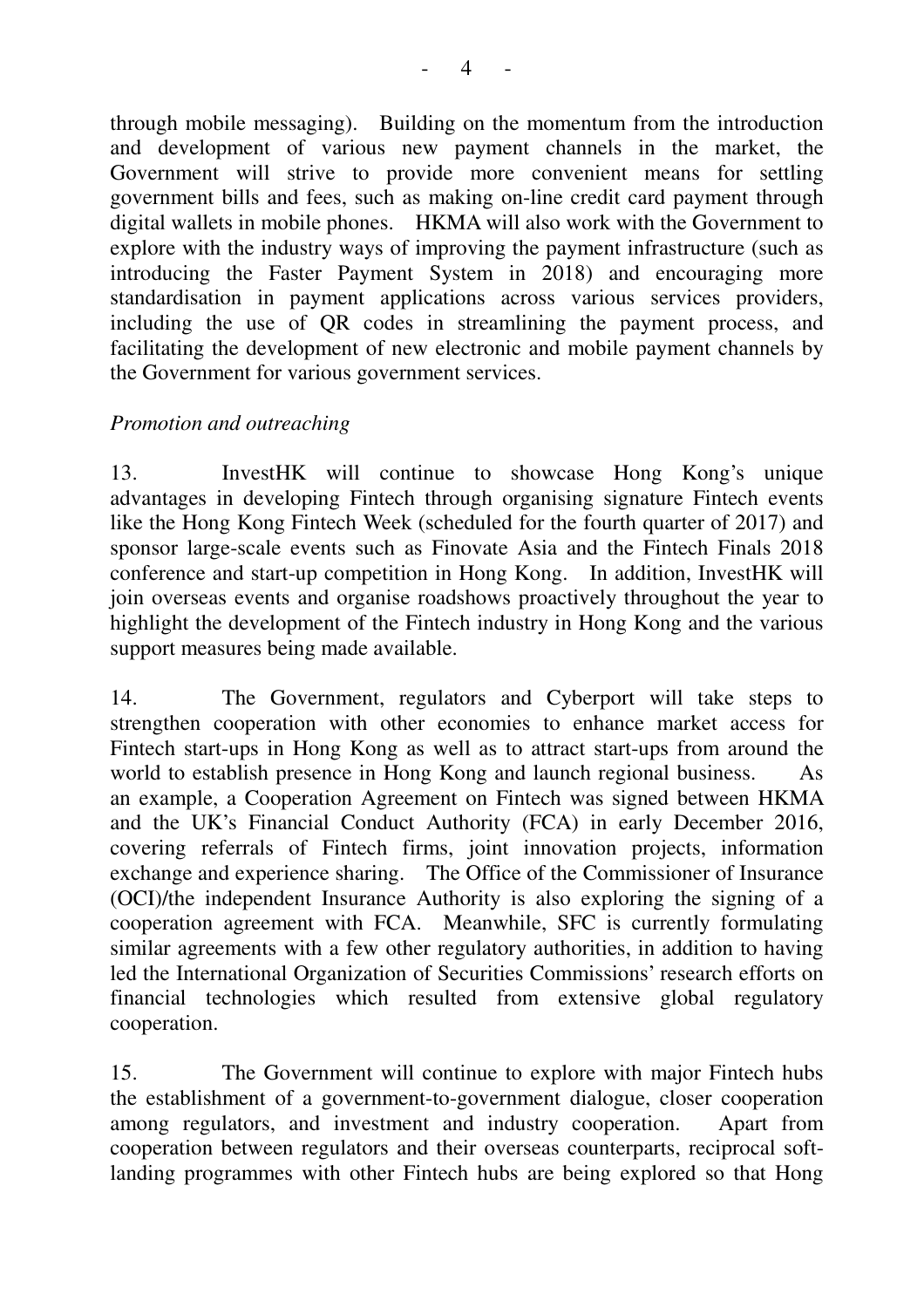through mobile messaging). Building on the momentum from the introduction and development of various new payment channels in the market, the Government will strive to provide more convenient means for settling government bills and fees, such as making on-line credit card payment through digital wallets in mobile phones. HKMA will also work with the Government to explore with the industry ways of improving the payment infrastructure (such as introducing the Faster Payment System in 2018) and encouraging more standardisation in payment applications across various services providers, including the use of QR codes in streamlining the payment process, and facilitating the development of new electronic and mobile payment channels by the Government for various government services.

*Promotion and outreaching*

13. InvestHK will continue to showcase Hong Kong's unique advantages in developing Fintech through organising signature Fintech events like the Hong Kong Fintech Week (scheduled for the fourth quarter of 2017) and sponsor large-scale events such as Finovate Asia and the Fintech Finals 2018 conference and start-up competition in Hong Kong. In addition, InvestHK will join overseas events and organise roadshows proactively throughout the year to highlight the development of the Fintech industry in Hong Kong and the various support measures being made available.

14. The Government, regulators and Cyberport will take steps to strengthen cooperation with other economies to enhance market access for Fintech start-ups in Hong Kong as well as to attract start-ups from around the world to establish presence in Hong Kong and launch regional business. As an example, a Cooperation Agreement on Fintech was signed between HKMA and the UK's Financial Conduct Authority (FCA) in early December 2016, covering referrals of Fintech firms, joint innovation projects, information exchange and experience sharing. The Office of the Commissioner of Insurance (OCI)/the independent Insurance Authority is also exploring the signing of a cooperation agreement with FCA. Meanwhile, SFC is currently formulating similar agreements with a few other regulatory authorities, in addition to having led the International Organization of Securities Commissions' research efforts on financial technologies which resulted from extensive global regulatory cooperation.

15. The Government will continue to explore with major Fintech hubs the establishment of a government-to-government dialogue, closer cooperation among regulators, and investment and industry cooperation. Apart from cooperation between regulators and their overseas counterparts, reciprocal soft-landing programmes with other Fintech hubs are being explored so that Hong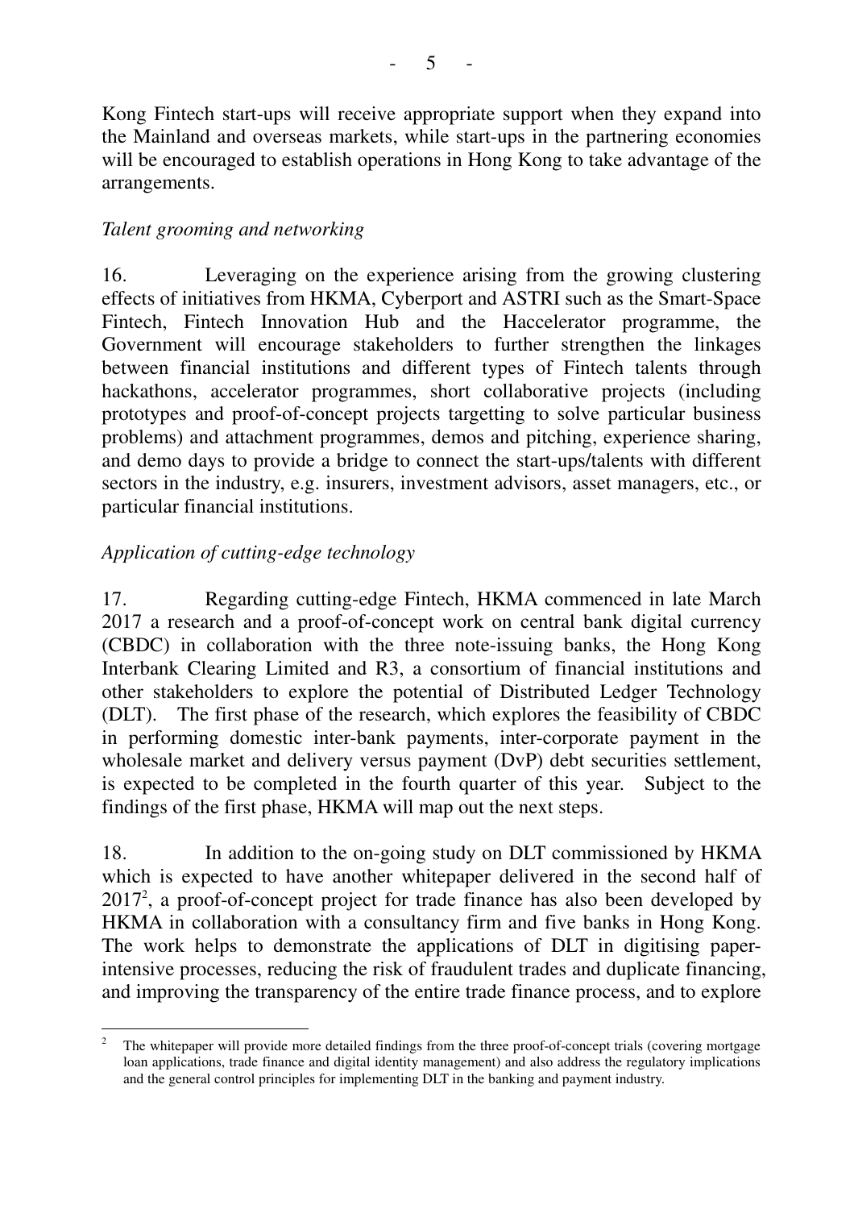Kong Fintech start-ups will receive appropriate support when they expand into the Mainland and overseas markets, while start-ups in the partnering economies will be encouraged to establish operations in Hong Kong to take advantage of the arrangements.

*Talent grooming and networking*

16. Leveraging on the experience arising from the growing clustering effects of initiatives from HKMA, Cyberport and ASTRI such as the Smart-Space Fintech, Fintech Innovation Hub and the Haccelerator programme, the Government will encourage stakeholders to further strengthen the linkages between financial institutions and different types of Fintech talents through hackathons, accelerator programmes, short collaborative projects (including prototypes and proof-of-concept projects targetting to solve particular business problems) and attachment programmes, demos and pitching, experience sharing, and demo days to provide a bridge to connect the start-ups/talents with different sectors in the industry, e.g. insurers, investment advisors, asset managers, etc., or particular financial institutions.

*Application of cutting-edge technology*

17. Regarding cutting-edge Fintech, HKMA commenced in late March 2017 a research and a proof-of-concept work on central bank digital currency (CBDC) in collaboration with the three note-issuing banks, the Hong Kong Interbank Clearing Limited and R3, a consortium of financial institutions and other stakeholders to explore the potential of Distributed Ledger Technology (DLT). The first phase of the research, which explores the feasibility of CBDC in performing domestic inter-bank payments, inter-corporate payment in the wholesale market and delivery versus payment (DvP) debt securities settlement, is expected to be completed in the fourth quarter of this year. Subject to the findings of the first phase, HKMA will map out the next steps.

18. In addition to the on-going study on DLT commissioned by HKMA which is expected to have another whitepaper delivered in the second half of 2017[2], a proof-of-concept project for trade finance has also been developed by HKMA in collaboration with a consultancy firm and five banks in Hong Kong. The work helps to demonstrate the applications of DLT in digitising paper-intensive processes, reducing the risk of fraudulent trades and duplicate financing, and improving the transparency of the entire trade finance process, and to explore

---

[2] The whitepaper will provide more detailed findings from the three proof-of-concept trials (covering mortgage loan applications, trade finance and digital identity management) and also address the regulatory implications and the general control principles for implementing DLT in the banking and payment industry.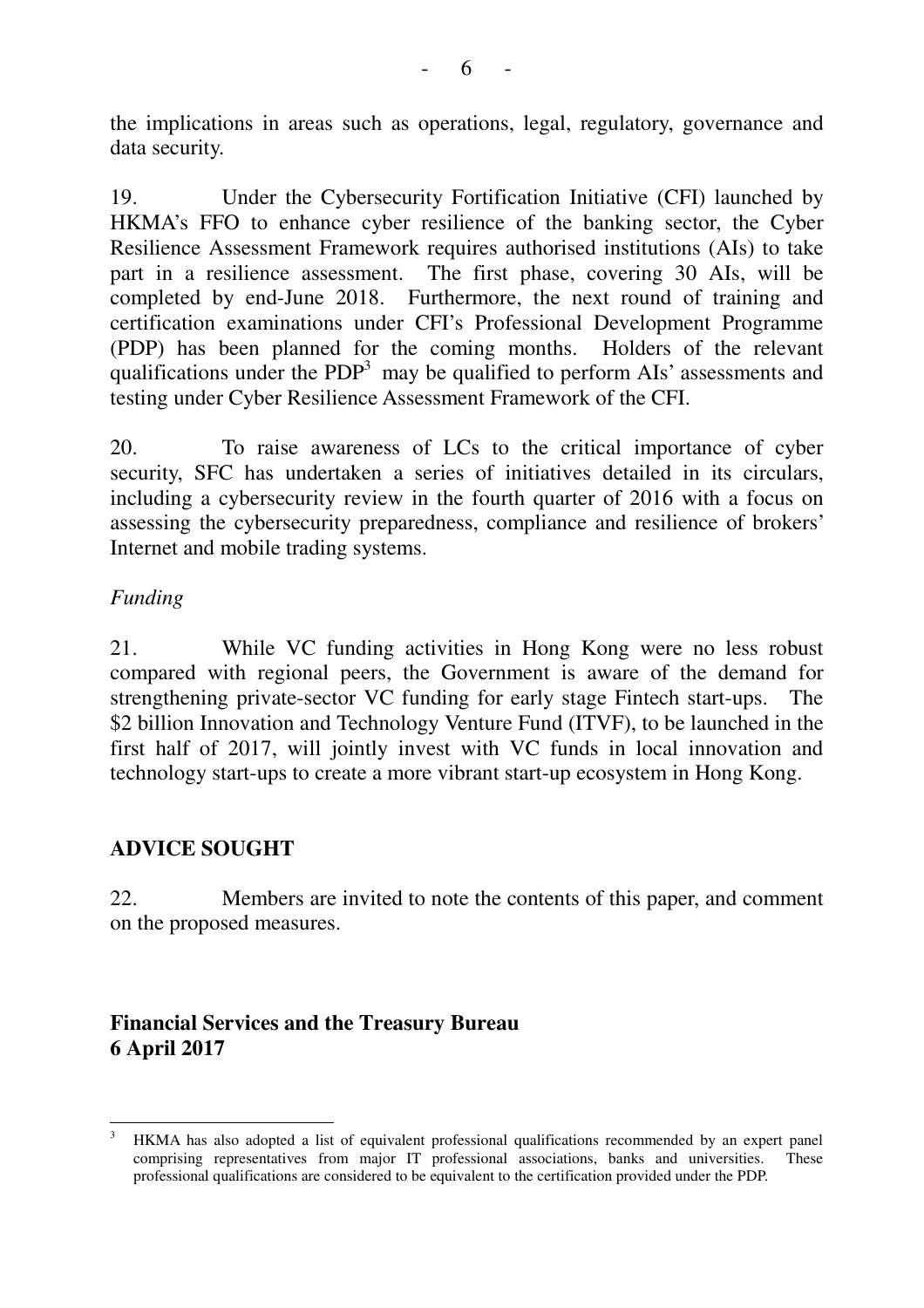the implications in areas such as operations, legal, regulatory, governance and data security.

19. Under the Cybersecurity Fortification Initiative (CFI) launched by HKMA's FFO to enhance cyber resilience of the banking sector, the Cyber Resilience Assessment Framework requires authorised institutions (AIs) to take part in a resilience assessment. The first phase, covering 30 AIs, will be completed by end-June 2018. Furthermore, the next round of training and certification examinations under CFI's Professional Development Programme (PDP) has been planned for the coming months. Holders of the relevant qualifications under the PDP[3] may be qualified to perform AIs' assessments and testing under Cyber Resilience Assessment Framework of the CFI.

20. To raise awareness of LCs to the critical importance of cyber security, SFC has undertaken a series of initiatives detailed in its circulars, including a cybersecurity review in the fourth quarter of 2016 with a focus on assessing the cybersecurity preparedness, compliance and resilience of brokers' Internet and mobile trading systems.

*Funding*

21. While VC funding activities in Hong Kong were no less robust compared with regional peers, the Government is aware of the demand for strengthening private-sector VC funding for early stage Fintech start-ups. The $2 billion Innovation and Technology Venture Fund (ITVF), to be launched in the first half of 2017, will jointly invest with VC funds in local innovation and technology start-ups to create a more vibrant start-up ecosystem in Hong Kong.

## ADVICE SOUGHT

22. Members are invited to note the contents of this paper, and comment on the proposed measures.

**Financial Services and the Treasury Bureau**
**6 April 2017**

---

[3] HKMA has also adopted a list of equivalent professional qualifications recommended by an expert panel comprising representatives from major IT professional associations, banks and universities. These professional qualifications are considered to be equivalent to the certification provided under the PDP.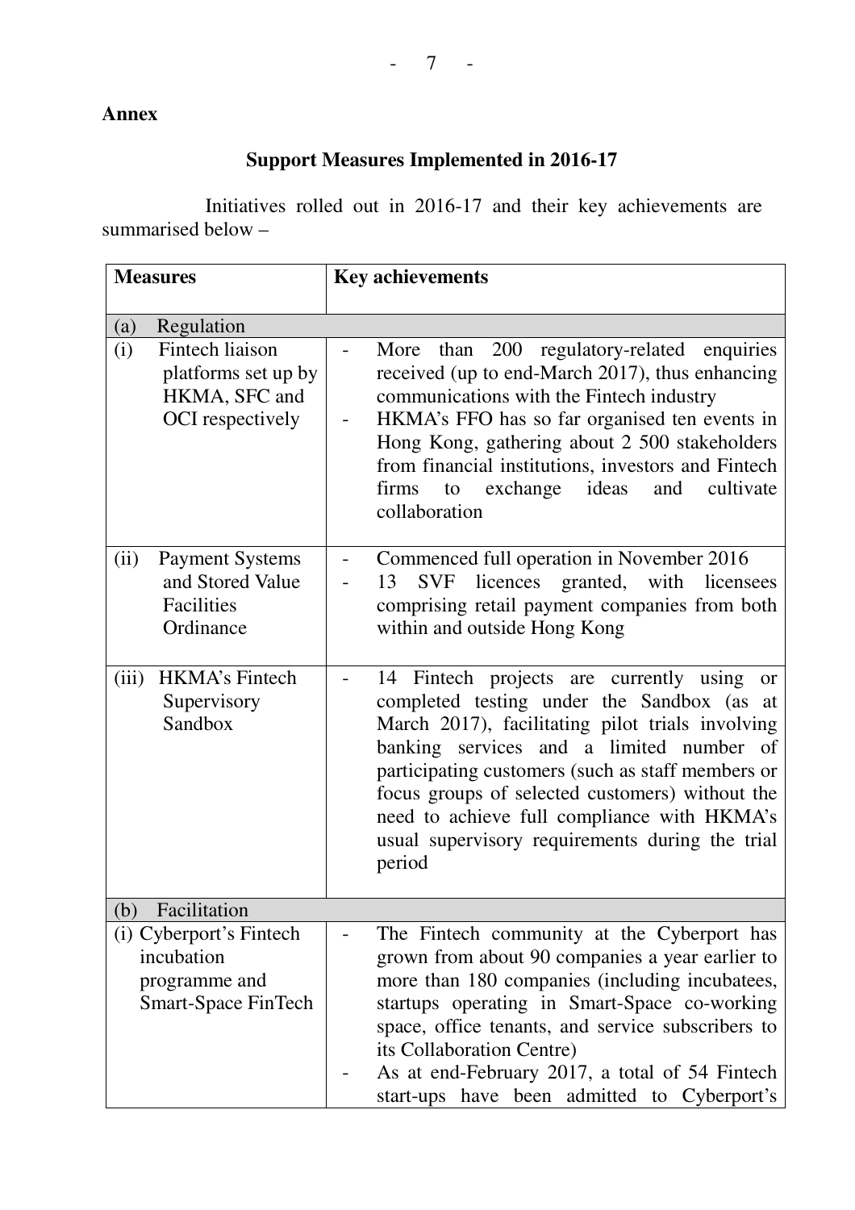**Annex**

## Support Measures Implemented in 2016-17

Initiatives rolled out in 2016-17 and their key achievements are summarised below –

| Measures | Key achievements |
|---|---|
| (a) Regulation | |
| (i) Fintech liaison platforms set up by HKMA, SFC and OCI respectively | - More than 200 regulatory-related enquiries received (up to end-March 2017), thus enhancing communications with the Fintech industry<br>- HKMA's FFO has so far organised ten events in Hong Kong, gathering about 2 500 stakeholders from financial institutions, investors and Fintech firms to exchange ideas and cultivate collaboration |
| (ii) Payment Systems and Stored Value Facilities Ordinance | - Commenced full operation in November 2016<br>- 13 SVF licences granted, with licensees comprising retail payment companies from both within and outside Hong Kong |
| (iii) HKMA's Fintech Supervisory Sandbox | - 14 Fintech projects are currently using or completed testing under the Sandbox (as at March 2017), facilitating pilot trials involving banking services and a limited number of participating customers (such as staff members or focus groups of selected customers) without the need to achieve full compliance with HKMA's usual supervisory requirements during the trial period |
| (b) Facilitation | |
| (i) Cyberport's Fintech incubation programme and Smart-Space FinTech | - The Fintech community at the Cyberport has grown from about 90 companies a year earlier to more than 180 companies (including incubatees, startups operating in Smart-Space co-working space, office tenants, and service subscribers to its Collaboration Centre)<br>- As at end-February 2017, a total of 54 Fintech start-ups have been admitted to Cyberport's |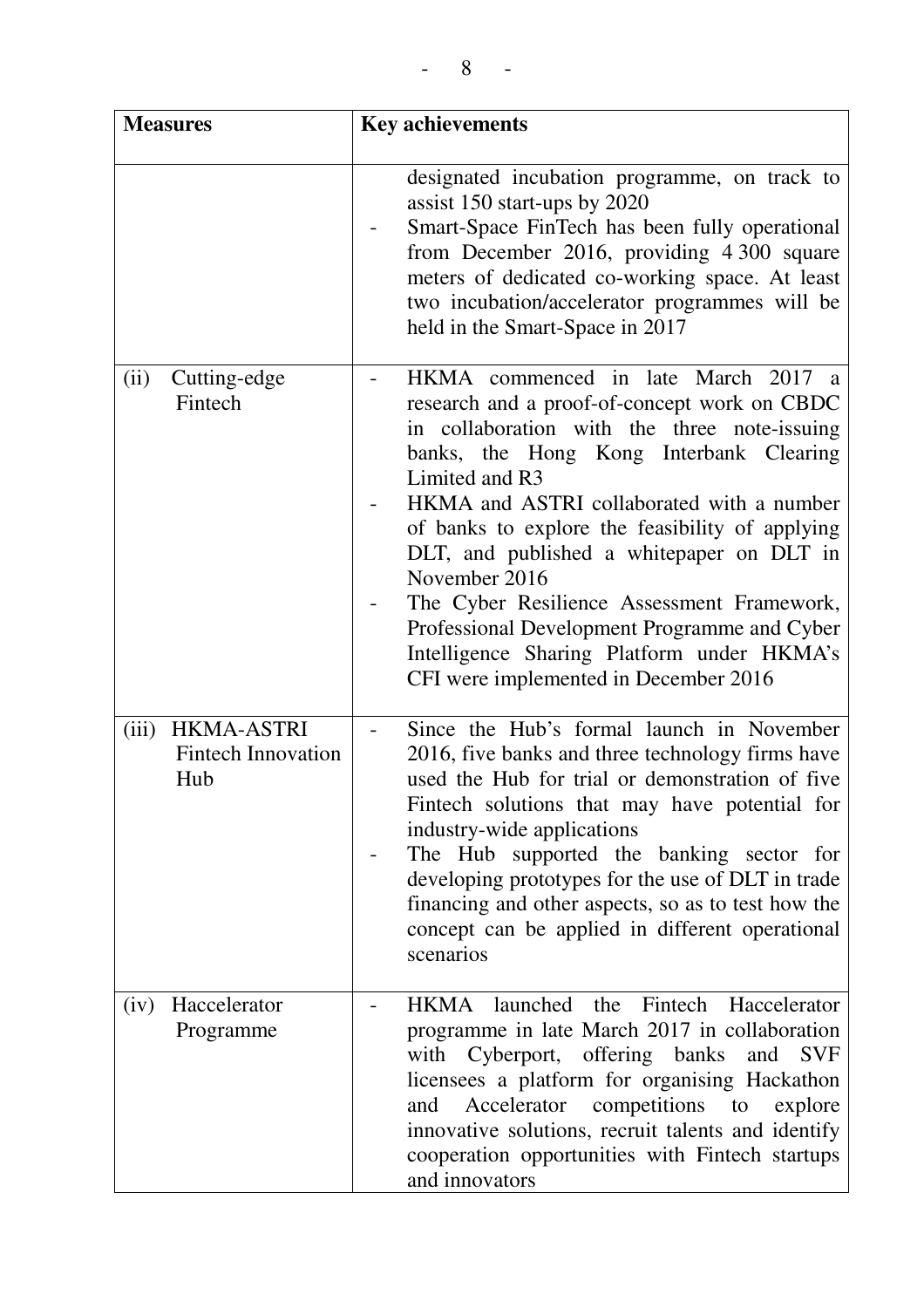| Measures | Key achievements |
|---|---|
| | designated incubation programme, on track to assist 150 start-ups by 2020<br>- Smart-Space FinTech has been fully operational from December 2016, providing 4 300 square meters of dedicated co-working space. At least two incubation/accelerator programmes will be held in the Smart-Space in 2017 |
| (ii) Cutting-edge Fintech | - HKMA commenced in late March 2017 a research and a proof-of-concept work on CBDC in collaboration with the three note-issuing banks, the Hong Kong Interbank Clearing Limited and R3<br>- HKMA and ASTRI collaborated with a number of banks to explore the feasibility of applying DLT, and published a whitepaper on DLT in November 2016<br>- The Cyber Resilience Assessment Framework, Professional Development Programme and Cyber Intelligence Sharing Platform under HKMA's CFI were implemented in December 2016 |
| (iii) HKMA-ASTRI Fintech Innovation Hub | - Since the Hub's formal launch in November 2016, five banks and three technology firms have used the Hub for trial or demonstration of five Fintech solutions that may have potential for industry-wide applications<br>- The Hub supported the banking sector for developing prototypes for the use of DLT in trade financing and other aspects, so as to test how the concept can be applied in different operational scenarios |
| (iv) Haccelerator Programme | - HKMA launched the Fintech Haccelerator programme in late March 2017 in collaboration with Cyberport, offering banks and SVF licensees a platform for organising Hackathon and Accelerator competitions to explore innovative solutions, recruit talents and identify cooperation opportunities with Fintech startups and innovators |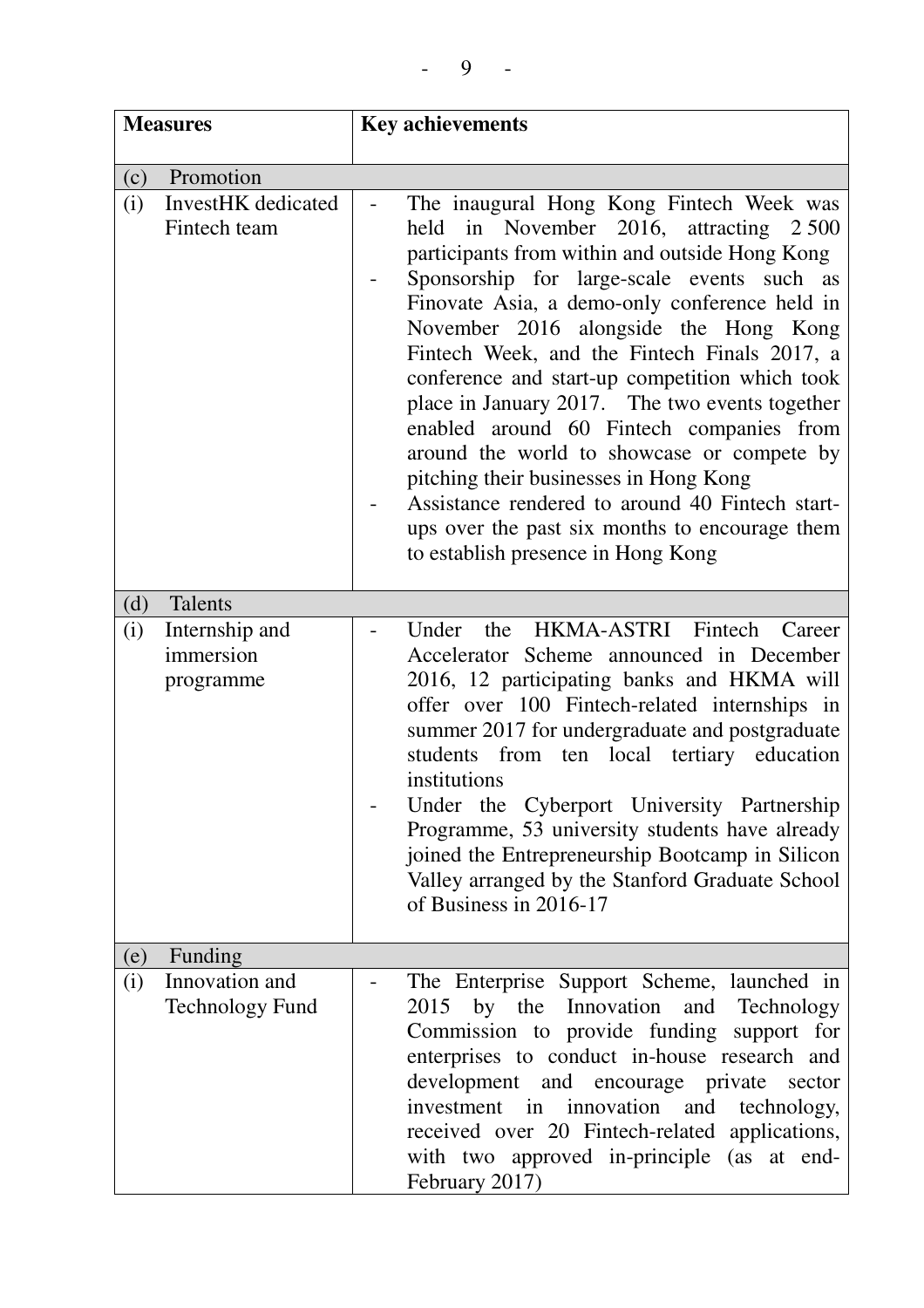| Measures | Key achievements |
|---|---|
| (c) Promotion | |
| (i) InvestHK dedicated Fintech team | - The inaugural Hong Kong Fintech Week was held in November 2016, attracting 2 500 participants from within and outside Hong Kong<br>- Sponsorship for large-scale events such as Finovate Asia, a demo-only conference held in November 2016 alongside the Hong Kong Fintech Week, and the Fintech Finals 2017, a conference and start-up competition which took place in January 2017. The two events together enabled around 60 Fintech companies from around the world to showcase or compete by pitching their businesses in Hong Kong<br>- Assistance rendered to around 40 Fintech start-ups over the past six months to encourage them to establish presence in Hong Kong |
| (d) Talents | |
| (i) Internship and immersion programme | - Under the HKMA-ASTRI Fintech Career Accelerator Scheme announced in December 2016, 12 participating banks and HKMA will offer over 100 Fintech-related internships in summer 2017 for undergraduate and postgraduate students from ten local tertiary education institutions<br>- Under the Cyberport University Partnership Programme, 53 university students have already joined the Entrepreneurship Bootcamp in Silicon Valley arranged by the Stanford Graduate School of Business in 2016-17 |
| (e) Funding | |
| (i) Innovation and Technology Fund | - The Enterprise Support Scheme, launched in 2015 by the Innovation and Technology Commission to provide funding support for enterprises to conduct in-house research and development and encourage private sector investment in innovation and technology, received over 20 Fintech-related applications, with two approved in-principle (as at end-February 2017) |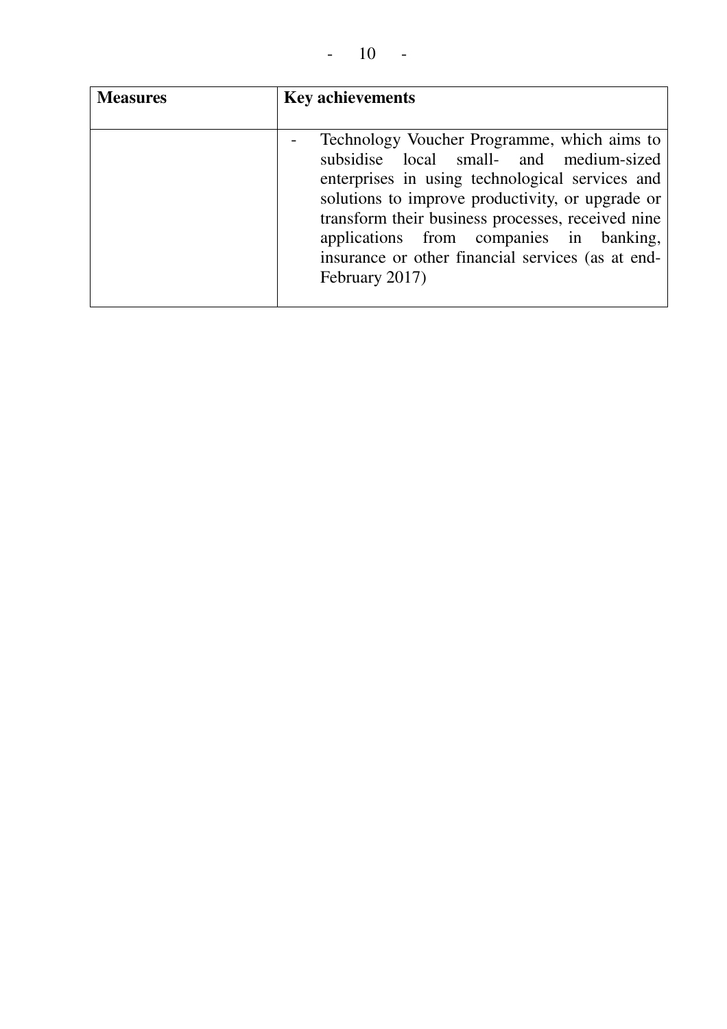| Measures | Key achievements |
| --- | --- |
| | - Technology Voucher Programme, which aims to subsidise local small- and medium-sized enterprises in using technological services and solutions to improve productivity, or upgrade or transform their business processes, received nine applications from companies in banking, insurance or other financial services (as at end-February 2017) |